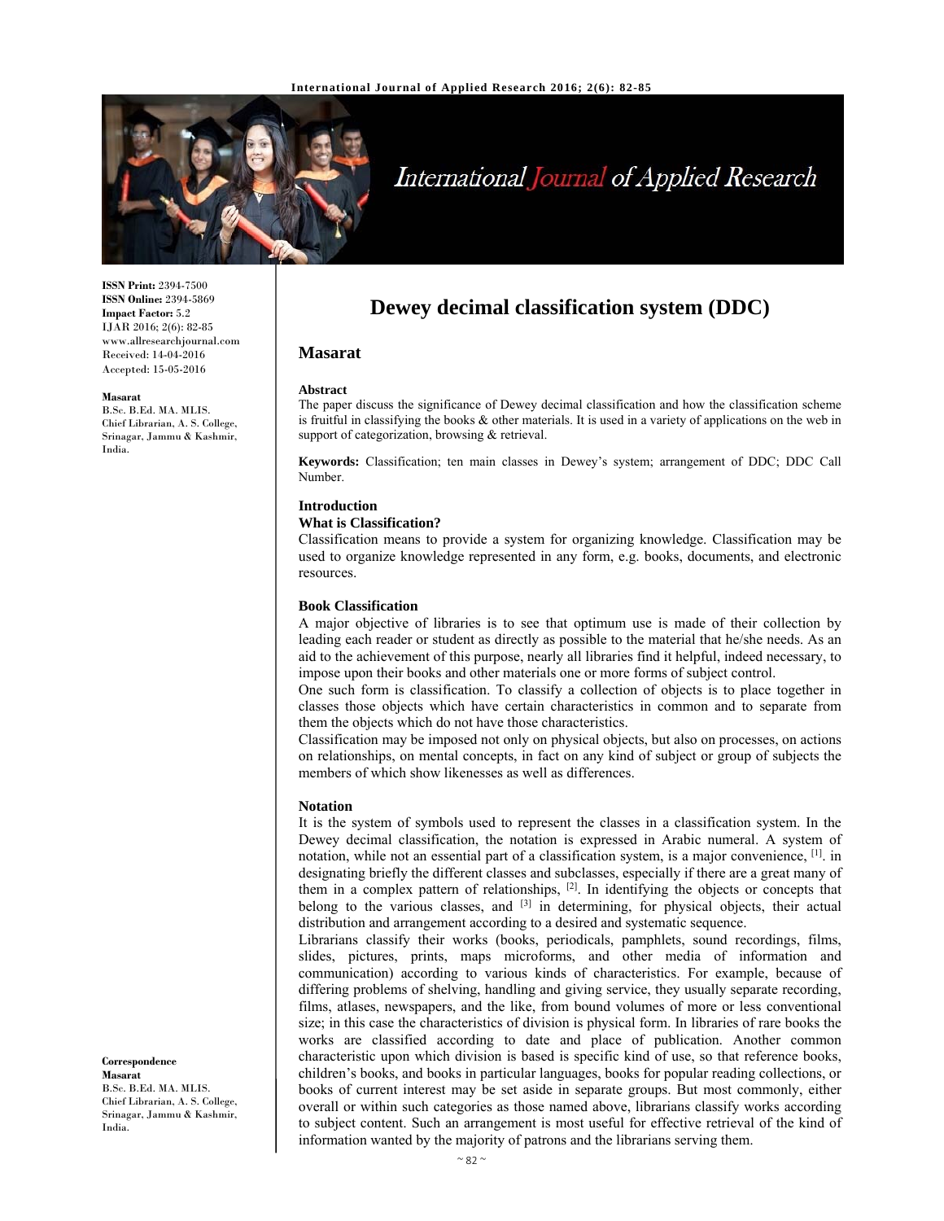# Dewey decimal classification system (DDC)

## Masarat

**ISSN Print:** 2394-7500
**ISSN Online:** 2394-5869
**Impact Factor:** 5.2
IJAR 2016; 2(6): 82-85
www.allresearchjournal.com
Received: 14-04-2016
Accepted: 15-05-2016

**Masarat**
B.Sc. B.Ed. MA. MLIS.
Chief Librarian, A. S. College, Srinagar, Jammu & Kashmir, India.

**Correspondence**
**Masarat**
B.Sc. B.Ed. MA. MLIS.
Chief Librarian, A. S. College, Srinagar, Jammu & Kashmir, India.

### Abstract

The paper discuss the significance of Dewey decimal classification and how the classification scheme is fruitful in classifying the books & other materials. It is used in a variety of applications on the web in support of categorization, browsing & retrieval.

**Keywords:** Classification; ten main classes in Dewey's system; arrangement of DDC; DDC Call Number.

### Introduction

#### What is Classification?

Classification means to provide a system for organizing knowledge. Classification may be used to organize knowledge represented in any form, e.g. books, documents, and electronic resources.

#### Book Classification

A major objective of libraries is to see that optimum use is made of their collection by leading each reader or student as directly as possible to the material that he/she needs. As an aid to the achievement of this purpose, nearly all libraries find it helpful, indeed necessary, to impose upon their books and other materials one or more forms of subject control.

One such form is classification. To classify a collection of objects is to place together in classes those objects which have certain characteristics in common and to separate from them the objects which do not have those characteristics.

Classification may be imposed not only on physical objects, but also on processes, on actions on relationships, on mental concepts, in fact on any kind of subject or group of subjects the members of which show likenesses as well as differences.

#### Notation

It is the system of symbols used to represent the classes in a classification system. In the Dewey decimal classification, the notation is expressed in Arabic numeral. A system of notation, while not an essential part of a classification system, is a major convenience, [1]. in designating briefly the different classes and subclasses, especially if there are a great many of them in a complex pattern of relationships, [2]. In identifying the objects or concepts that belong to the various classes, and [3] in determining, for physical objects, their actual distribution and arrangement according to a desired and systematic sequence.

Librarians classify their works (books, periodicals, pamphlets, sound recordings, films, slides, pictures, prints, maps microforms, and other media of information and communication) according to various kinds of characteristics. For example, because of differing problems of shelving, handling and giving service, they usually separate recording, films, atlases, newspapers, and the like, from bound volumes of more or less conventional size; in this case the characteristics of division is physical form. In libraries of rare books the works are classified according to date and place of publication. Another common characteristic upon which division is based is specific kind of use, so that reference books, children's books, and books in particular languages, books for popular reading collections, or books of current interest may be set aside in separate groups. But most commonly, either overall or within such categories as those named above, librarians classify works according to subject content. Such an arrangement is most useful for effective retrieval of the kind of information wanted by the majority of patrons and the librarians serving them.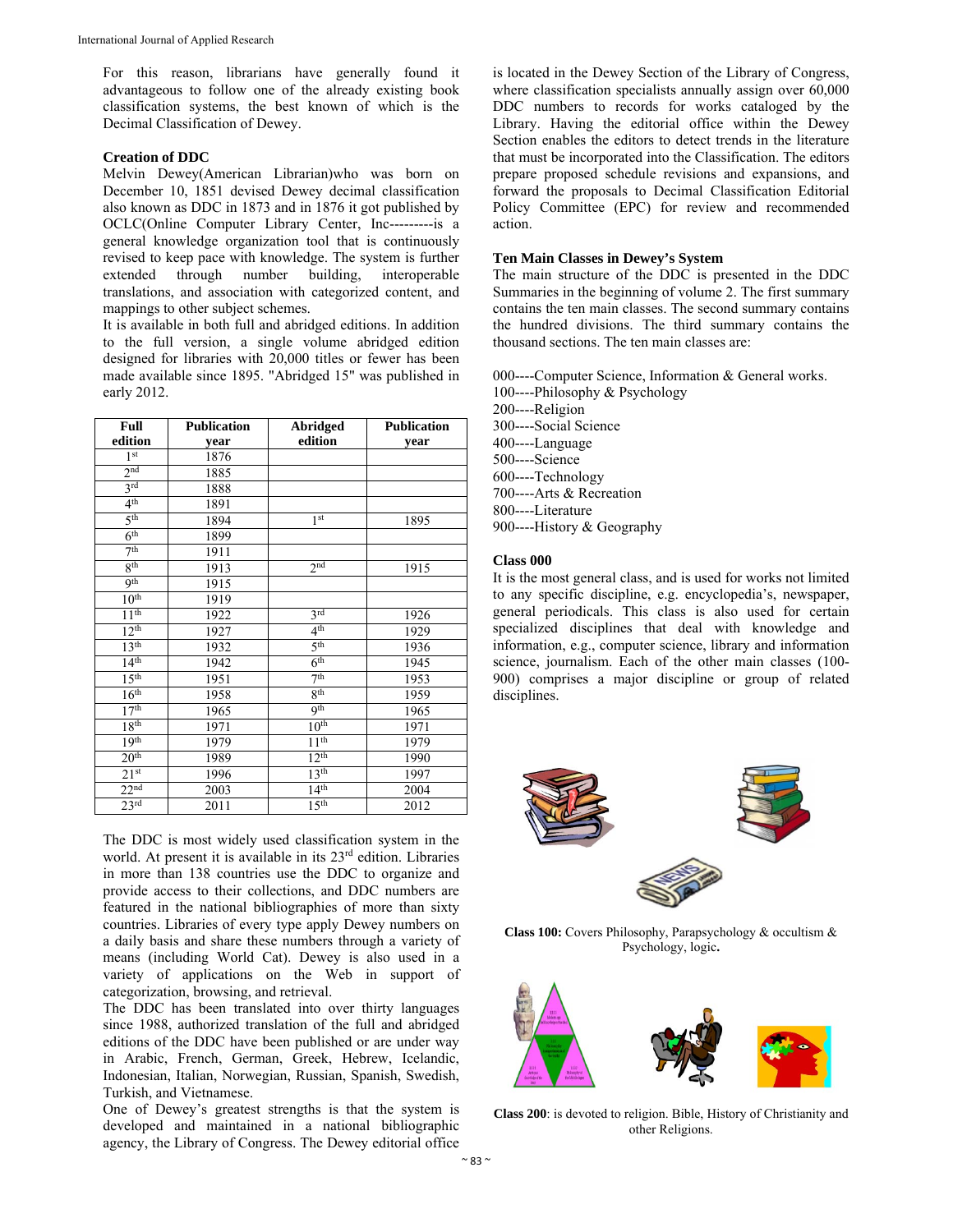For this reason, librarians have generally found it advantageous to follow one of the already existing book classification systems, the best known of which is the Decimal Classification of Dewey.

### Creation of DDC

Melvin Dewey(American Librarian)who was born on December 10, 1851 devised Dewey decimal classification also known as DDC in 1873 and in 1876 it got published by OCLC(Online Computer Library Center, Inc---------is a general knowledge organization tool that is continuously revised to keep pace with knowledge. The system is further extended through number building, interoperable translations, and association with categorized content, and mappings to other subject schemes.

It is available in both full and abridged editions. In addition to the full version, a single volume abridged edition designed for libraries with 20,000 titles or fewer has been made available since 1895. "Abridged 15" was published in early 2012.

| Full edition | Publication year | Abridged edition | Publication year |
|---|---|---|---|
| 1st | 1876 | | |
| 2nd | 1885 | | |
| 3rd | 1888 | | |
| 4th | 1891 | | |
| 5th | 1894 | 1st | 1895 |
| 6th | 1899 | | |
| 7th | 1911 | | |
| 8th | 1913 | 2nd | 1915 |
| 9th | 1915 | | |
| 10th | 1919 | | |
| 11th | 1922 | 3rd | 1926 |
| 12th | 1927 | 4th | 1929 |
| 13th | 1932 | 5th | 1936 |
| 14th | 1942 | 6th | 1945 |
| 15th | 1951 | 7th | 1953 |
| 16th | 1958 | 8th | 1959 |
| 17th | 1965 | 9th | 1965 |
| 18th | 1971 | 10th | 1971 |
| 19th | 1979 | 11th | 1979 |
| 20th | 1989 | 12th | 1990 |
| 21st | 1996 | 13th | 1997 |
| 22nd | 2003 | 14th | 2004 |
| 23rd | 2011 | 15th | 2012 |

The DDC is most widely used classification system in the world. At present it is available in its 23rd edition. Libraries in more than 138 countries use the DDC to organize and provide access to their collections, and DDC numbers are featured in the national bibliographies of more than sixty countries. Libraries of every type apply Dewey numbers on a daily basis and share these numbers through a variety of means (including World Cat). Dewey is also used in a variety of applications on the Web in support of categorization, browsing, and retrieval.

The DDC has been translated into over thirty languages since 1988, authorized translation of the full and abridged editions of the DDC have been published or are under way in Arabic, French, German, Greek, Hebrew, Icelandic, Indonesian, Italian, Norwegian, Russian, Spanish, Swedish, Turkish, and Vietnamese.

One of Dewey's greatest strengths is that the system is developed and maintained in a national bibliographic agency, the Library of Congress. The Dewey editorial office is located in the Dewey Section of the Library of Congress, where classification specialists annually assign over 60,000 DDC numbers to records for works cataloged by the Library. Having the editorial office within the Dewey Section enables the editors to detect trends in the literature that must be incorporated into the Classification. The editors prepare proposed schedule revisions and expansions, and forward the proposals to Decimal Classification Editorial Policy Committee (EPC) for review and recommended action.

### Ten Main Classes in Dewey's System

The main structure of the DDC is presented in the DDC Summaries in the beginning of volume 2. The first summary contains the ten main classes. The second summary contains the hundred divisions. The third summary contains the thousand sections. The ten main classes are:

000----Computer Science, Information & General works.
100----Philosophy & Psychology
200----Religion
300----Social Science
400----Language
500----Science
600----Technology
700----Arts & Recreation
800----Literature
900----History & Geography

### Class 000

It is the most general class, and is used for works not limited to any specific discipline, e.g. encyclopedia's, newspaper, general periodicals. This class is also used for certain specialized disciplines that deal with knowledge and information, e.g., computer science, library and information science, journalism. Each of the other main classes (100-900) comprises a major discipline or group of related disciplines.

**Class 100:** Covers Philosophy, Parapsychology & occultism & Psychology, logic**.**

**Class 200**: is devoted to religion. Bible, History of Christianity and other Religions.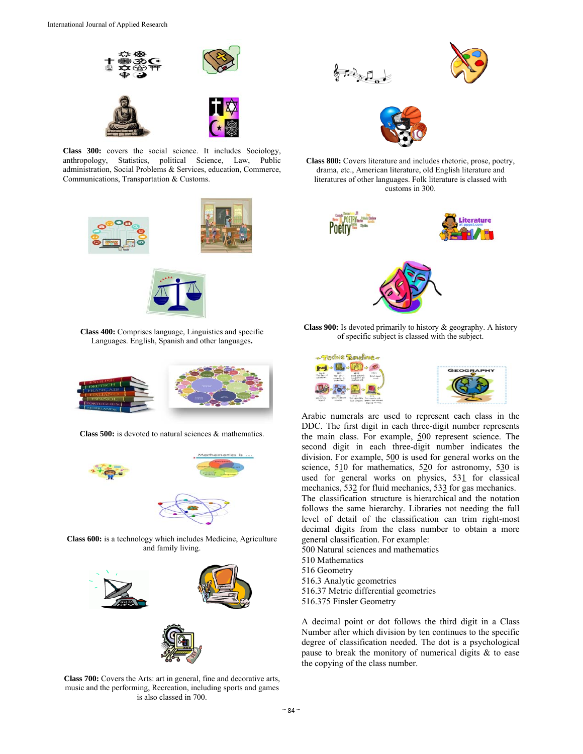**Class 300:** covers the social science. It includes Sociology, anthropology, Statistics, political Science, Law, Public administration, Social Problems & Services, education, Commerce, Communications, Transportation & Customs.

**Class 400:** Comprises language, Linguistics and specific Languages. English, Spanish and other languages**.**

**Class 500:** is devoted to natural sciences & mathematics.

**Class 600:** is a technology which includes Medicine, Agriculture and family living.

**Class 700:** Covers the Arts: art in general, fine and decorative arts, music and the performing, Recreation, including sports and games is also classed in 700.

**Class 800:** Covers literature and includes rhetoric, prose, poetry, drama, etc., American literature, old English literature and literatures of other languages. Folk literature is classed with customs in 300.

**Class 900:** Is devoted primarily to history & geography. A history of specific subject is classed with the subject.

Arabic numerals are used to represent each class in the DDC. The first digit in each three-digit number represents the main class. For example, 500 represent science. The second digit in each three-digit number indicates the division. For example, 500 is used for general works on the science, 510 for mathematics, 520 for astronomy, 530 is used for general works on physics, 531 for classical mechanics, 532 for fluid mechanics, 533 for gas mechanics. The classification structure is hierarchical and the notation follows the same hierarchy. Libraries not needing the full level of detail of the classification can trim right-most decimal digits from the class number to obtain a more general classification. For example:

500 Natural sciences and mathematics
510 Mathematics
516 Geometry
516.3 Analytic geometries
516.37 Metric differential geometries
516.375 Finsler Geometry

A decimal point or dot follows the third digit in a Class Number after which division by ten continues to the specific degree of classification needed. The dot is a psychological pause to break the monitory of numerical digits & to ease the copying of the class number.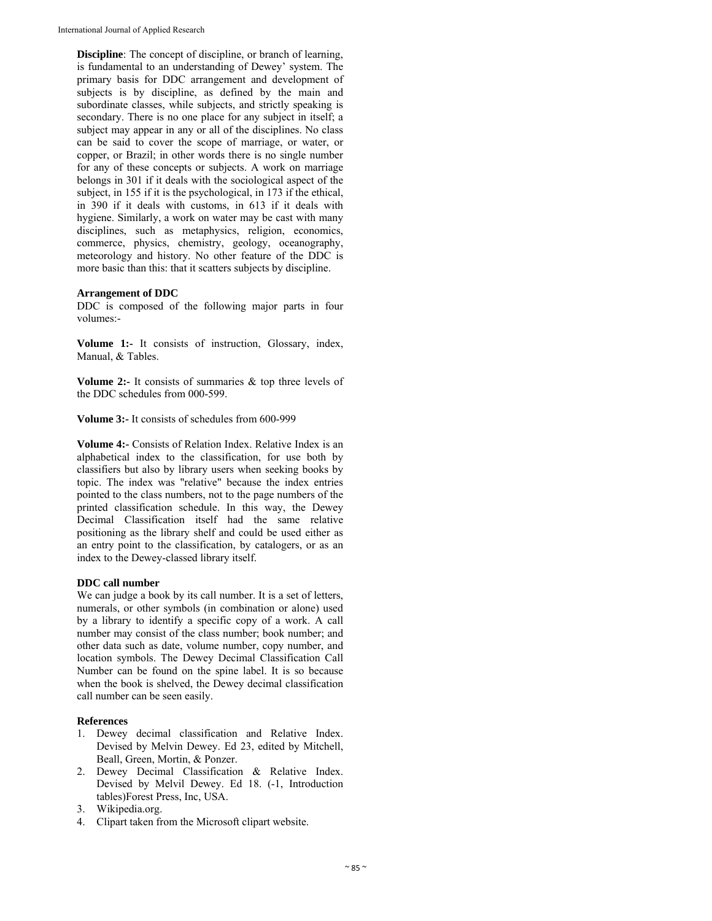**Discipline**: The concept of discipline, or branch of learning, is fundamental to an understanding of Dewey' system. The primary basis for DDC arrangement and development of subjects is by discipline, as defined by the main and subordinate classes, while subjects, and strictly speaking is secondary. There is no one place for any subject in itself; a subject may appear in any or all of the disciplines. No class can be said to cover the scope of marriage, or water, or copper, or Brazil; in other words there is no single number for any of these concepts or subjects. A work on marriage belongs in 301 if it deals with the sociological aspect of the subject, in 155 if it is the psychological, in 173 if the ethical, in 390 if it deals with customs, in 613 if it deals with hygiene. Similarly, a work on water may be cast with many disciplines, such as metaphysics, religion, economics, commerce, physics, chemistry, geology, oceanography, meteorology and history. No other feature of the DDC is more basic than this: that it scatters subjects by discipline.

### Arrangement of DDC

DDC is composed of the following major parts in four volumes:-

**Volume 1:-** It consists of instruction, Glossary, index, Manual, & Tables.

**Volume 2:-** It consists of summaries & top three levels of the DDC schedules from 000-599.

**Volume 3:-** It consists of schedules from 600-999

**Volume 4:-** Consists of Relation Index. Relative Index is an alphabetical index to the classification, for use both by classifiers but also by library users when seeking books by topic. The index was "relative" because the index entries pointed to the class numbers, not to the page numbers of the printed classification schedule. In this way, the Dewey Decimal Classification itself had the same relative positioning as the library shelf and could be used either as an entry point to the classification, by catalogers, or as an index to the Dewey-classed library itself.

### DDC call number

We can judge a book by its call number. It is a set of letters, numerals, or other symbols (in combination or alone) used by a library to identify a specific copy of a work. A call number may consist of the class number; book number; and other data such as date, volume number, copy number, and location symbols. The Dewey Decimal Classification Call Number can be found on the spine label. It is so because when the book is shelved, the Dewey decimal classification call number can be seen easily.

### References

1. Dewey decimal classification and Relative Index. Devised by Melvin Dewey. Ed 23, edited by Mitchell, Beall, Green, Mortin, & Ponzer.
2. Dewey Decimal Classification & Relative Index. Devised by Melvil Dewey. Ed 18. (-1, Introduction tables)Forest Press, Inc, USA.
3. Wikipedia.org.
4. Clipart taken from the Microsoft clipart website.